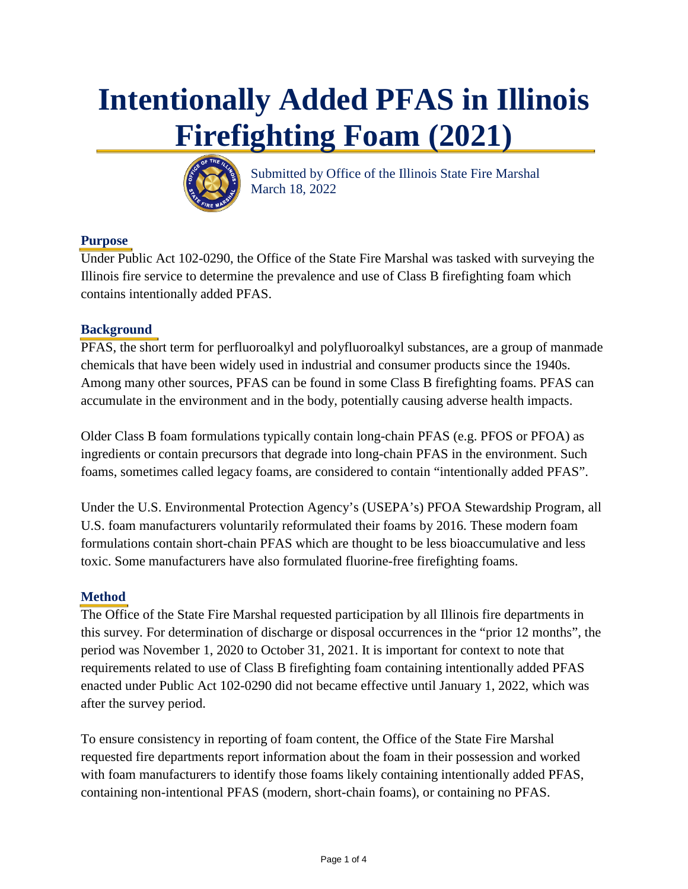# Intentionally Added PFAS in Illinois Firefighting Foam (2021)

Submitted by Office of the Illinois State Fire Marshal
March 18, 2022

## Purpose

Under Public Act 102-0290, the Office of the State Fire Marshal was tasked with surveying the Illinois fire service to determine the prevalence and use of Class B firefighting foam which contains intentionally added PFAS.

## Background

PFAS, the short term for perfluoroalkyl and polyfluoroalkyl substances, are a group of manmade chemicals that have been widely used in industrial and consumer products since the 1940s. Among many other sources, PFAS can be found in some Class B firefighting foams. PFAS can accumulate in the environment and in the body, potentially causing adverse health impacts.

Older Class B foam formulations typically contain long-chain PFAS (e.g. PFOS or PFOA) as ingredients or contain precursors that degrade into long-chain PFAS in the environment. Such foams, sometimes called legacy foams, are considered to contain "intentionally added PFAS".

Under the U.S. Environmental Protection Agency's (USEPA's) PFOA Stewardship Program, all U.S. foam manufacturers voluntarily reformulated their foams by 2016. These modern foam formulations contain short-chain PFAS which are thought to be less bioaccumulative and less toxic. Some manufacturers have also formulated fluorine-free firefighting foams.

## Method

The Office of the State Fire Marshal requested participation by all Illinois fire departments in this survey. For determination of discharge or disposal occurrences in the "prior 12 months", the period was November 1, 2020 to October 31, 2021. It is important for context to note that requirements related to use of Class B firefighting foam containing intentionally added PFAS enacted under Public Act 102-0290 did not became effective until January 1, 2022, which was after the survey period.

To ensure consistency in reporting of foam content, the Office of the State Fire Marshal requested fire departments report information about the foam in their possession and worked with foam manufacturers to identify those foams likely containing intentionally added PFAS, containing non-intentional PFAS (modern, short-chain foams), or containing no PFAS.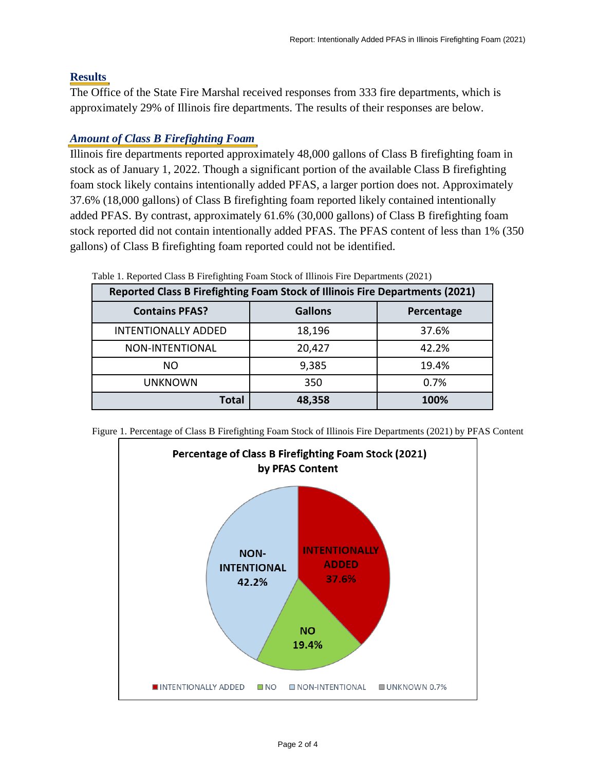## Results

The Office of the State Fire Marshal received responses from 333 fire departments, which is approximately 29% of Illinois fire departments. The results of their responses are below.

### *Amount of Class B Firefighting Foam*

Illinois fire departments reported approximately 48,000 gallons of Class B firefighting foam in stock as of January 1, 2022. Though a significant portion of the available Class B firefighting foam stock likely contains intentionally added PFAS, a larger portion does not. Approximately 37.6% (18,000 gallons) of Class B firefighting foam reported likely contained intentionally added PFAS. By contrast, approximately 61.6% (30,000 gallons) of Class B firefighting foam stock reported did not contain intentionally added PFAS. The PFAS content of less than 1% (350 gallons) of Class B firefighting foam reported could not be identified.

Table 1. Reported Class B Firefighting Foam Stock of Illinois Fire Departments (2021)

| Reported Class B Firefighting Foam Stock of Illinois Fire Departments (2021) | | |
|---|---|---|
| **Contains PFAS?** | **Gallons** | **Percentage** |
| INTENTIONALLY ADDED | 18,196 | 37.6% |
| NON-INTENTIONAL | 20,427 | 42.2% |
| NO | 9,385 | 19.4% |
| UNKNOWN | 350 | 0.7% |
| **Total** | **48,358** | **100%** |

Figure 1. Percentage of Class B Firefighting Foam Stock of Illinois Fire Departments (2021) by PFAS Content

**Percentage of Class B Firefighting Foam Stock (2021) by PFAS Content**

| PFAS Content | Percentage |
|---|---|
| INTENTIONALLY ADDED | 37.6% |
| NON-INTENTIONAL | 42.2% |
| NO | 19.4% |
| UNKNOWN | 0.7% |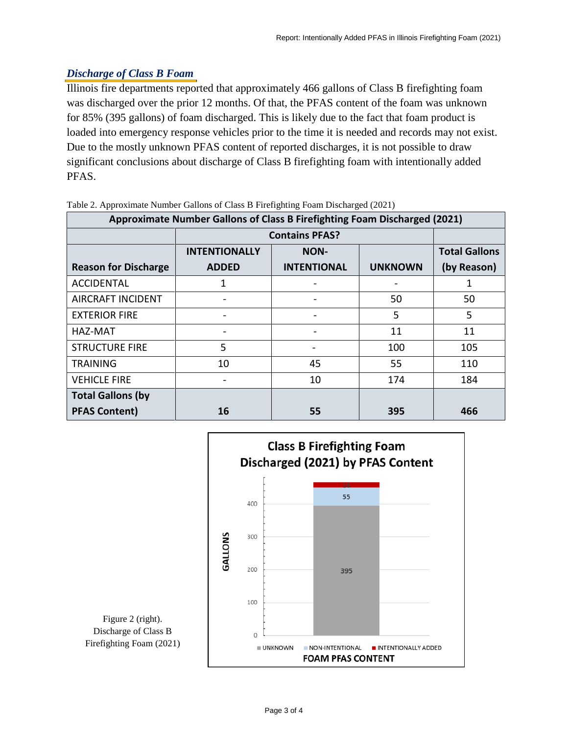## *Discharge of Class B Foam*

Illinois fire departments reported that approximately 466 gallons of Class B firefighting foam was discharged over the prior 12 months. Of that, the PFAS content of the foam was unknown for 85% (395 gallons) of foam discharged. This is likely due to the fact that foam product is loaded into emergency response vehicles prior to the time it is needed and records may not exist. Due to the mostly unknown PFAS content of reported discharges, it is not possible to draw significant conclusions about discharge of Class B firefighting foam with intentionally added PFAS.

Table 2. Approximate Number Gallons of Class B Firefighting Foam Discharged (2021)

| Approximate Number Gallons of Class B Firefighting Foam Discharged (2021) | | | | |
|---|---|---|---|---|
| | Contains PFAS? | | | |
| **Reason for Discharge** | **INTENTIONALLY ADDED** | **NON-INTENTIONAL** | **UNKNOWN** | **Total Gallons (by Reason)** |
| ACCIDENTAL | 1 | - | - | 1 |
| AIRCRAFT INCIDENT | - | - | 50 | 50 |
| EXTERIOR FIRE | - | - | 5 | 5 |
| HAZ-MAT | - | - | 11 | 11 |
| STRUCTURE FIRE | 5 | - | 100 | 105 |
| TRAINING | 10 | 45 | 55 | 110 |
| VEHICLE FIRE | - | 10 | 174 | 184 |
| **Total Gallons (by PFAS Content)** | **16** | **55** | **395** | **466** |

Figure 2 (right). Discharge of Class B Firefighting Foam (2021)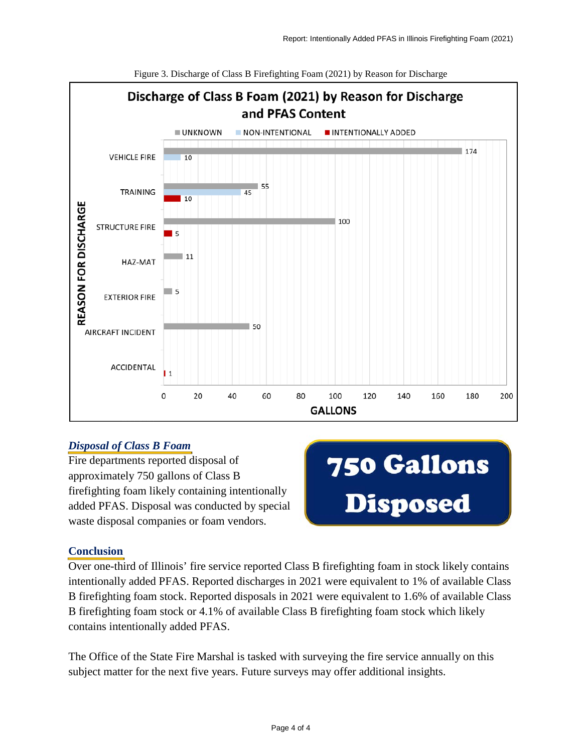Figure 3. Discharge of Class B Firefighting Foam (2021) by Reason for Discharge

Discharge of Class B Foam (2021) by Reason for Discharge and PFAS Content

UNKNOWN
NON-INTENTIONAL
INTENTIONALLY ADDED

REASON FOR DISCHARGE

VEHICLE FIRE
174
10

TRAINING
55
45
10

STRUCTURE FIRE
100
5

HAZ-MAT
11

EXTERIOR FIRE
5

AIRCRAFT INCIDENT
50

ACCIDENTAL
1

0
20
40
60
80
100
120
140
160
180
200

GALLONS

## *Disposal of Class B Foam*

Fire departments reported disposal of approximately 750 gallons of Class B firefighting foam likely containing intentionally added PFAS. Disposal was conducted by special waste disposal companies or foam vendors.

**750 Gallons Disposed**

## Conclusion

Over one-third of Illinois' fire service reported Class B firefighting foam in stock likely contains intentionally added PFAS. Reported discharges in 2021 were equivalent to 1% of available Class B firefighting foam stock. Reported disposals in 2021 were equivalent to 1.6% of available Class B firefighting foam stock or 4.1% of available Class B firefighting foam stock which likely contains intentionally added PFAS.

The Office of the State Fire Marshal is tasked with surveying the fire service annually on this subject matter for the next five years. Future surveys may offer additional insights.